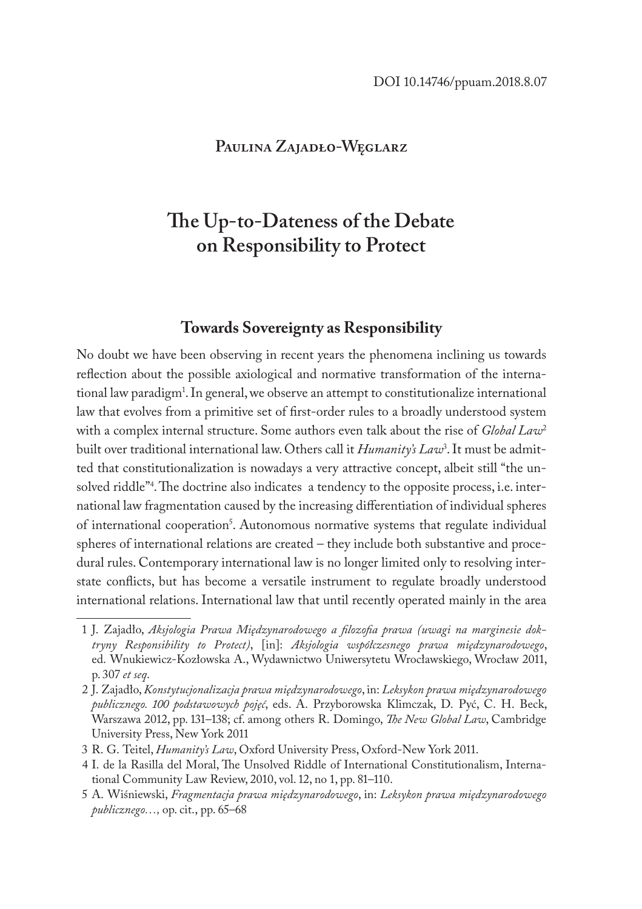DOI 10.14746/ppuam.2018.8.07

**Paulina Zajadło-Węglarz**

# The Up-to-Dateness of the Debate on Responsibility to Protect

## Towards Sovereignty as Responsibility

No doubt we have been observing in recent years the phenomena inclining us towards reflection about the possible axiological and normative transformation of the international law paradigm[1]. In general, we observe an attempt to constitutionalize international law that evolves from a primitive set of first-order rules to a broadly understood system with a complex internal structure. Some authors even talk about the rise of *Global Law*[2] built over traditional international law. Others call it *Humanity's Law*[3]. It must be admitted that constitutionalization is nowadays a very attractive concept, albeit still "the unsolved riddle"[4]. The doctrine also indicates a tendency to the opposite process, i.e. international law fragmentation caused by the increasing differentiation of individual spheres of international cooperation[5]. Autonomous normative systems that regulate individual spheres of international relations are created – they include both substantive and procedural rules. Contemporary international law is no longer limited only to resolving interstate conflicts, but has become a versatile instrument to regulate broadly understood international relations. International law that until recently operated mainly in the area

---

1 J. Zajadło, *Aksjologia Prawa Międzynarodowego a filozofia prawa (uwagi na marginesie doktryny Responsibility to Protect)*, [in]: *Aksjologia współczesnego prawa międzynarodowego*, ed. Wnukiewicz-Kozłowska A., Wydawnictwo Uniwersytetu Wrocławskiego, Wrocław 2011, p. 307 *et seq*.

2 J. Zajadło, *Konstytucjonalizacja prawa międzynarodowego*, in: *Leksykon prawa międzynarodowego publicznego. 100 podstawowych pojęć*, eds. A. Przyborowska Klimczak, D. Pyć, C. H. Beck, Warszawa 2012, pp. 131–138; cf. among others R. Domingo, *The New Global Law*, Cambridge University Press, New York 2011

3 R. G. Teitel, *Humanity's Law*, Oxford University Press, Oxford-New York 2011.

4 I. de la Rasilla del Moral, The Unsolved Riddle of International Constitutionalism, International Community Law Review, 2010, vol. 12, no 1, pp. 81–110.

5 A. Wiśniewski, *Fragmentacja prawa międzynarodowego*, in: *Leksykon prawa międzynarodowego publicznego…*, op. cit., pp. 65–68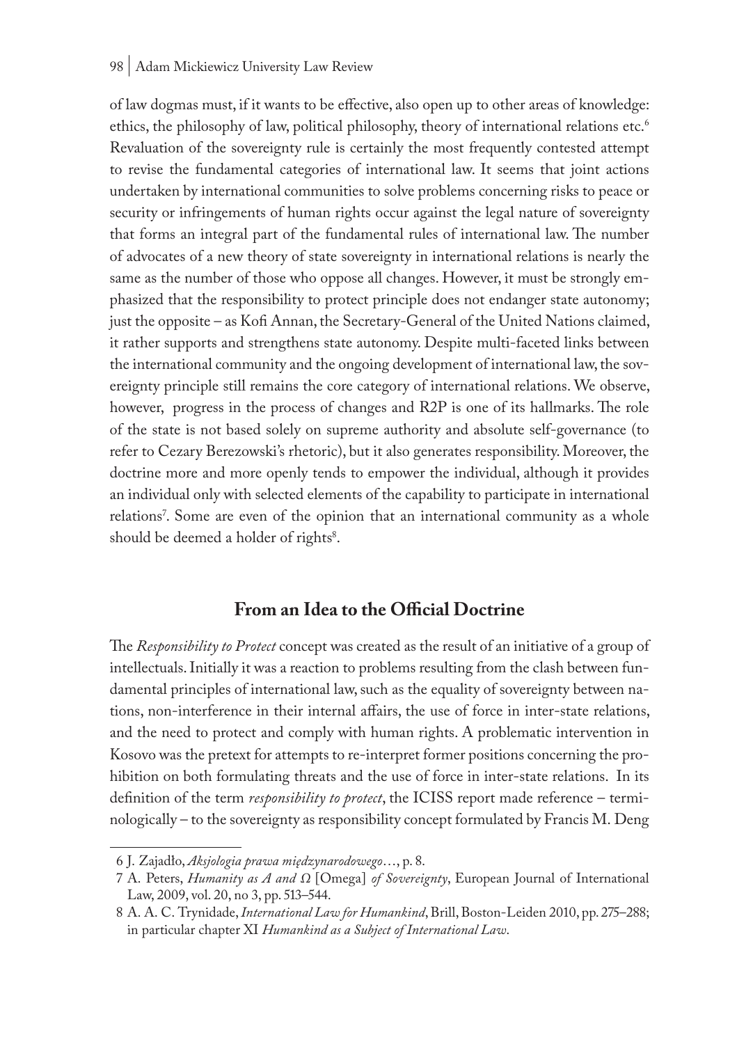of law dogmas must, if it wants to be effective, also open up to other areas of knowledge: ethics, the philosophy of law, political philosophy, theory of international relations etc.[6] Revaluation of the sovereignty rule is certainly the most frequently contested attempt to revise the fundamental categories of international law. It seems that joint actions undertaken by international communities to solve problems concerning risks to peace or security or infringements of human rights occur against the legal nature of sovereignty that forms an integral part of the fundamental rules of international law. The number of advocates of a new theory of state sovereignty in international relations is nearly the same as the number of those who oppose all changes. However, it must be strongly emphasized that the responsibility to protect principle does not endanger state autonomy; just the opposite – as Kofi Annan, the Secretary-General of the United Nations claimed, it rather supports and strengthens state autonomy. Despite multi-faceted links between the international community and the ongoing development of international law, the sovereignty principle still remains the core category of international relations. We observe, however, progress in the process of changes and R2P is one of its hallmarks. The role of the state is not based solely on supreme authority and absolute self-governance (to refer to Cezary Berezowski's rhetoric), but it also generates responsibility. Moreover, the doctrine more and more openly tends to empower the individual, although it provides an individual only with selected elements of the capability to participate in international relations[7]. Some are even of the opinion that an international community as a whole should be deemed a holder of rights[8].

## From an Idea to the Official Doctrine

The *Responsibility to Protect* concept was created as the result of an initiative of a group of intellectuals. Initially it was a reaction to problems resulting from the clash between fundamental principles of international law, such as the equality of sovereignty between nations, non-interference in their internal affairs, the use of force in inter-state relations, and the need to protect and comply with human rights. A problematic intervention in Kosovo was the pretext for attempts to re-interpret former positions concerning the prohibition on both formulating threats and the use of force in inter-state relations. In its definition of the term *responsibility to protect*, the ICISS report made reference – terminologically – to the sovereignty as responsibility concept formulated by Francis M. Deng

---

6 J. Zajadło, *Aksjologia prawa międzynarodowego*…, p. 8.

7 A. Peters, *Humanity as A and Ω* [Omega] *of Sovereignty*, European Journal of International Law, 2009, vol. 20, no 3, pp. 513–544.

8 A. A. C. Trynidade, *International Law for Humankind*, Brill, Boston-Leiden 2010, pp. 275–288; in particular chapter XI *Humankind as a Subject of International Law*.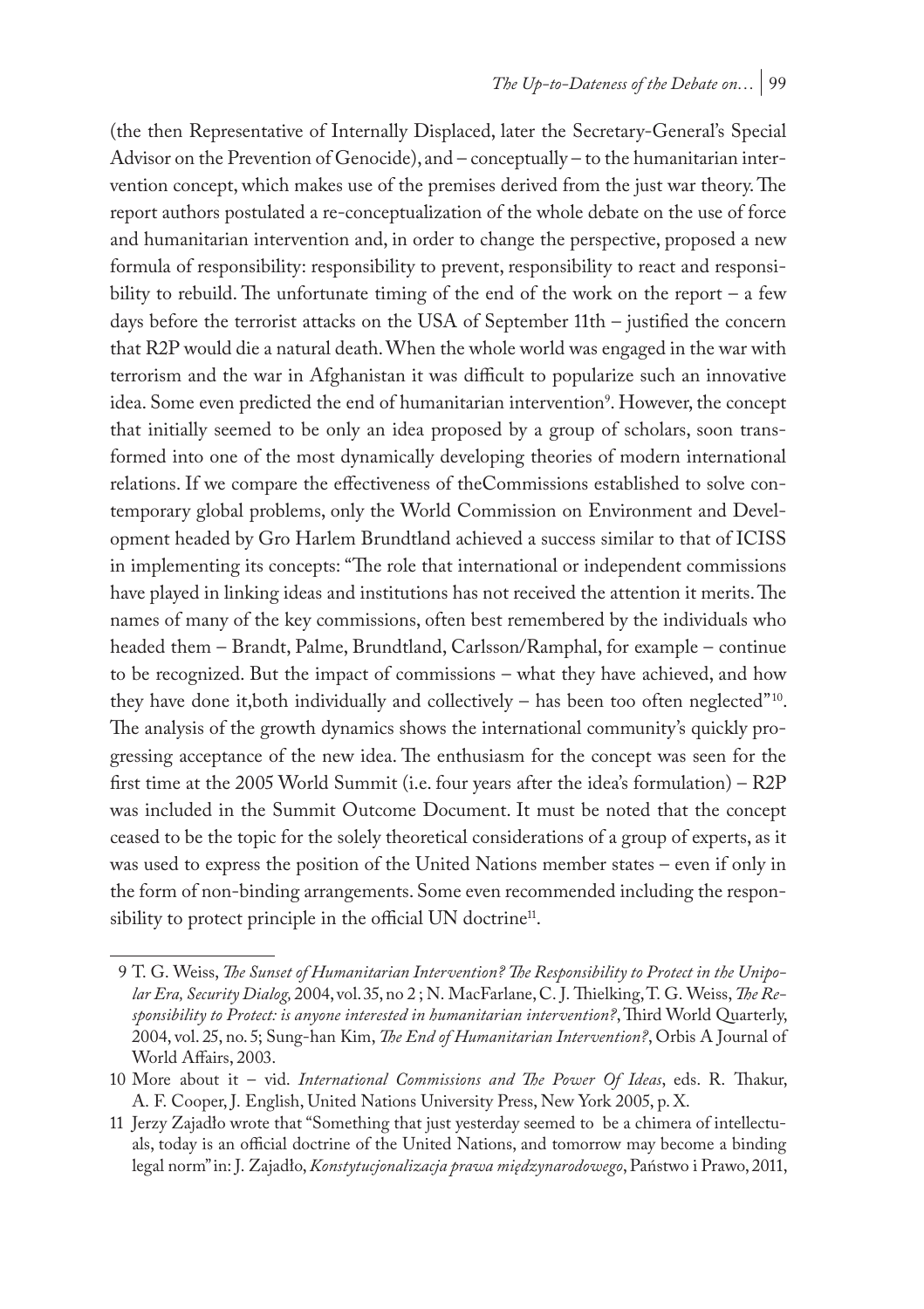(the then Representative of Internally Displaced, later the Secretary-General's Special Advisor on the Prevention of Genocide), and – conceptually – to the humanitarian intervention concept, which makes use of the premises derived from the just war theory. The report authors postulated a re-conceptualization of the whole debate on the use of force and humanitarian intervention and, in order to change the perspective, proposed a new formula of responsibility: responsibility to prevent, responsibility to react and responsibility to rebuild. The unfortunate timing of the end of the work on the report – a few days before the terrorist attacks on the USA of September 11th – justified the concern that R2P would die a natural death. When the whole world was engaged in the war with terrorism and the war in Afghanistan it was difficult to popularize such an innovative idea. Some even predicted the end of humanitarian intervention[9]. However, the concept that initially seemed to be only an idea proposed by a group of scholars, soon transformed into one of the most dynamically developing theories of modern international relations. If we compare the effectiveness of theCommissions established to solve contemporary global problems, only the World Commission on Environment and Development headed by Gro Harlem Brundtland achieved a success similar to that of ICISS in implementing its concepts: "The role that international or independent commissions have played in linking ideas and institutions has not received the attention it merits. The names of many of the key commissions, often best remembered by the individuals who headed them – Brandt, Palme, Brundtland, Carlsson/Ramphal, for example – continue to be recognized. But the impact of commissions – what they have achieved, and how they have done it,both individually and collectively – has been too often neglected"[10]. The analysis of the growth dynamics shows the international community's quickly progressing acceptance of the new idea. The enthusiasm for the concept was seen for the first time at the 2005 World Summit (i.e. four years after the idea's formulation) – R2P was included in the Summit Outcome Document. It must be noted that the concept ceased to be the topic for the solely theoretical considerations of a group of experts, as it was used to express the position of the United Nations member states – even if only in the form of non-binding arrangements. Some even recommended including the responsibility to protect principle in the official UN doctrine[11].

---

9 T. G. Weiss, *The Sunset of Humanitarian Intervention? The Responsibility to Protect in the Unipolar Era, Security Dialog,* 2004, vol. 35, no 2 ; N. MacFarlane, C. J. Thielking, T. G. Weiss, *The Responsibility to Protect: is anyone interested in humanitarian intervention?*, Third World Quarterly, 2004, vol. 25, no. 5; Sung-han Kim, *The End of Humanitarian Intervention?*, Orbis A Journal of World Affairs, 2003.

10 More about it – vid. *International Commissions and The Power Of Ideas*, eds. R. Thakur, A. F. Cooper, J. English, United Nations University Press, New York 2005, p. X.

11 Jerzy Zajadło wrote that "Something that just yesterday seemed to be a chimera of intellectuals, today is an official doctrine of the United Nations, and tomorrow may become a binding legal norm" in: J. Zajadło, *Konstytucjonalizacja prawa międzynarodowego*, Państwo i Prawo, 2011,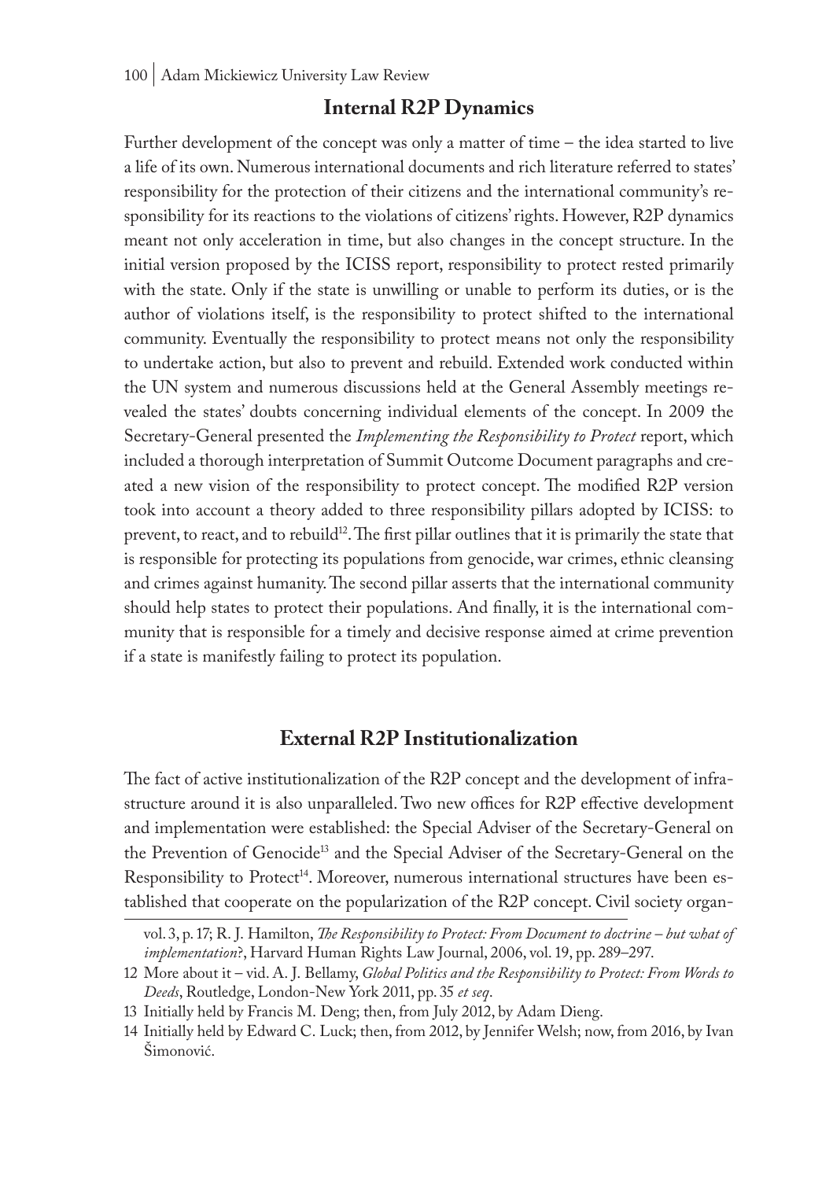## Internal R2P Dynamics

Further development of the concept was only a matter of time – the idea started to live a life of its own. Numerous international documents and rich literature referred to states' responsibility for the protection of their citizens and the international community's responsibility for its reactions to the violations of citizens' rights. However, R2P dynamics meant not only acceleration in time, but also changes in the concept structure. In the initial version proposed by the ICISS report, responsibility to protect rested primarily with the state. Only if the state is unwilling or unable to perform its duties, or is the author of violations itself, is the responsibility to protect shifted to the international community. Eventually the responsibility to protect means not only the responsibility to undertake action, but also to prevent and rebuild. Extended work conducted within the UN system and numerous discussions held at the General Assembly meetings revealed the states' doubts concerning individual elements of the concept. In 2009 the Secretary-General presented the *Implementing the Responsibility to Protect* report, which included a thorough interpretation of Summit Outcome Document paragraphs and created a new vision of the responsibility to protect concept. The modified R2P version took into account a theory added to three responsibility pillars adopted by ICISS: to prevent, to react, and to rebuild[12]. The first pillar outlines that it is primarily the state that is responsible for protecting its populations from genocide, war crimes, ethnic cleansing and crimes against humanity. The second pillar asserts that the international community should help states to protect their populations. And finally, it is the international community that is responsible for a timely and decisive response aimed at crime prevention if a state is manifestly failing to protect its population.

## External R2P Institutionalization

The fact of active institutionalization of the R2P concept and the development of infrastructure around it is also unparalleled. Two new offices for R2P effective development and implementation were established: the Special Adviser of the Secretary-General on the Prevention of Genocide[13] and the Special Adviser of the Secretary-General on the Responsibility to Protect[14]. Moreover, numerous international structures have been established that cooperate on the popularization of the R2P concept. Civil society organ-

vol. 3, p. 17; R. J. Hamilton, *The Responsibility to Protect: From Document to doctrine – but what of implementation*?, Harvard Human Rights Law Journal, 2006, vol. 19, pp. 289–297.

12 More about it – vid. A. J. Bellamy, *Global Politics and the Responsibility to Protect: From Words to Deeds*, Routledge, London-New York 2011, pp. 35 *et seq*.

13 Initially held by Francis M. Deng; then, from July 2012, by Adam Dieng.

14 Initially held by Edward C. Luck; then, from 2012, by Jennifer Welsh; now, from 2016, by Ivan Šimonović.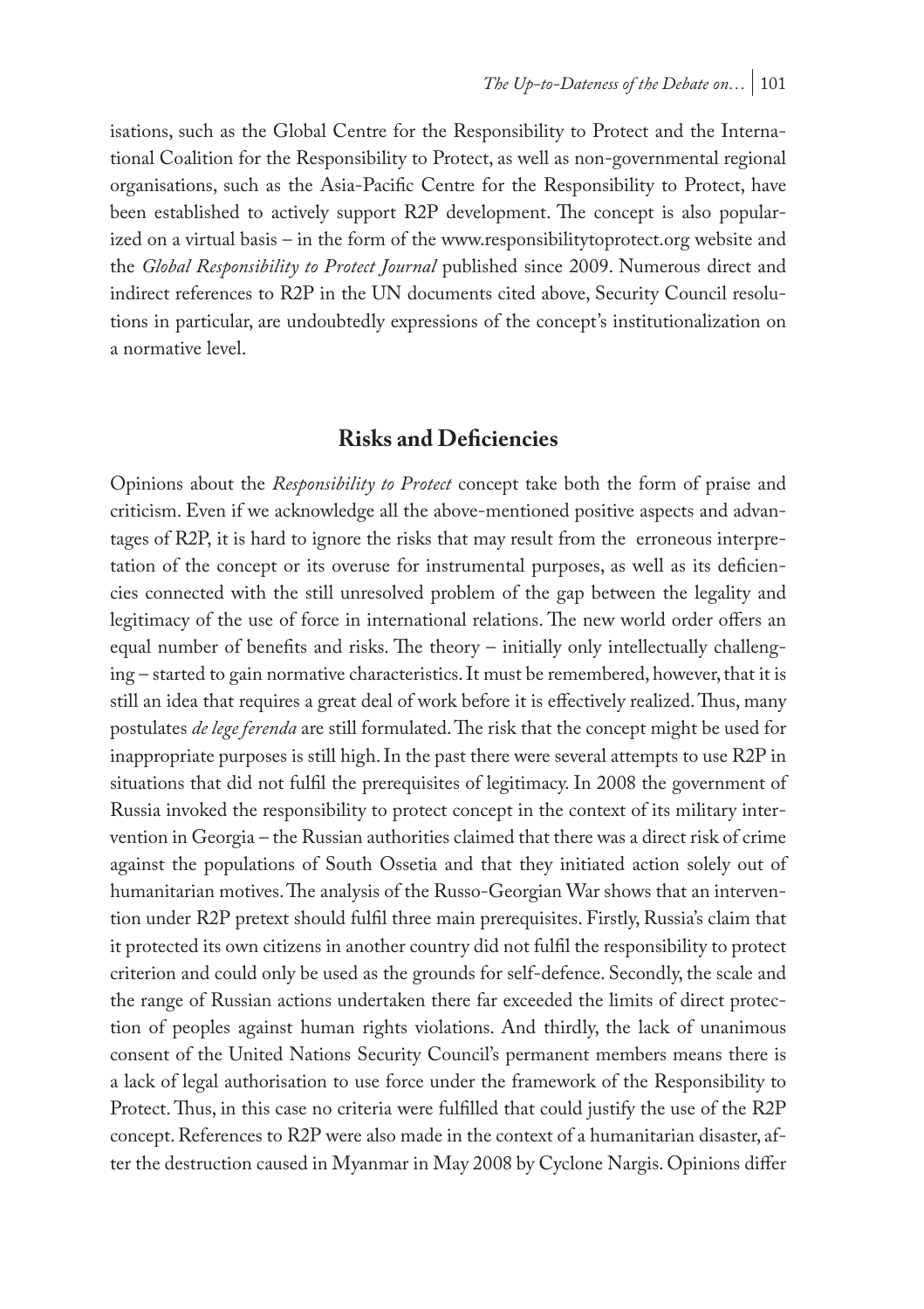isations, such as the Global Centre for the Responsibility to Protect and the International Coalition for the Responsibility to Protect, as well as non-governmental regional organisations, such as the Asia-Pacific Centre for the Responsibility to Protect, have been established to actively support R2P development. The concept is also popularized on a virtual basis – in the form of the www.responsibilitytoprotect.org website and the *Global Responsibility to Protect Journal* published since 2009. Numerous direct and indirect references to R2P in the UN documents cited above, Security Council resolutions in particular, are undoubtedly expressions of the concept's institutionalization on a normative level.

## Risks and Deficiencies

Opinions about the *Responsibility to Protect* concept take both the form of praise and criticism. Even if we acknowledge all the above-mentioned positive aspects and advantages of R2P, it is hard to ignore the risks that may result from the erroneous interpretation of the concept or its overuse for instrumental purposes, as well as its deficiencies connected with the still unresolved problem of the gap between the legality and legitimacy of the use of force in international relations. The new world order offers an equal number of benefits and risks. The theory – initially only intellectually challenging – started to gain normative characteristics. It must be remembered, however, that it is still an idea that requires a great deal of work before it is effectively realized. Thus, many postulates *de lege ferenda* are still formulated. The risk that the concept might be used for inappropriate purposes is still high. In the past there were several attempts to use R2P in situations that did not fulfil the prerequisites of legitimacy. In 2008 the government of Russia invoked the responsibility to protect concept in the context of its military intervention in Georgia – the Russian authorities claimed that there was a direct risk of crime against the populations of South Ossetia and that they initiated action solely out of humanitarian motives. The analysis of the Russo-Georgian War shows that an intervention under R2P pretext should fulfil three main prerequisites. Firstly, Russia's claim that it protected its own citizens in another country did not fulfil the responsibility to protect criterion and could only be used as the grounds for self-defence. Secondly, the scale and the range of Russian actions undertaken there far exceeded the limits of direct protection of peoples against human rights violations. And thirdly, the lack of unanimous consent of the United Nations Security Council's permanent members means there is a lack of legal authorisation to use force under the framework of the Responsibility to Protect. Thus, in this case no criteria were fulfilled that could justify the use of the R2P concept. References to R2P were also made in the context of a humanitarian disaster, after the destruction caused in Myanmar in May 2008 by Cyclone Nargis. Opinions differ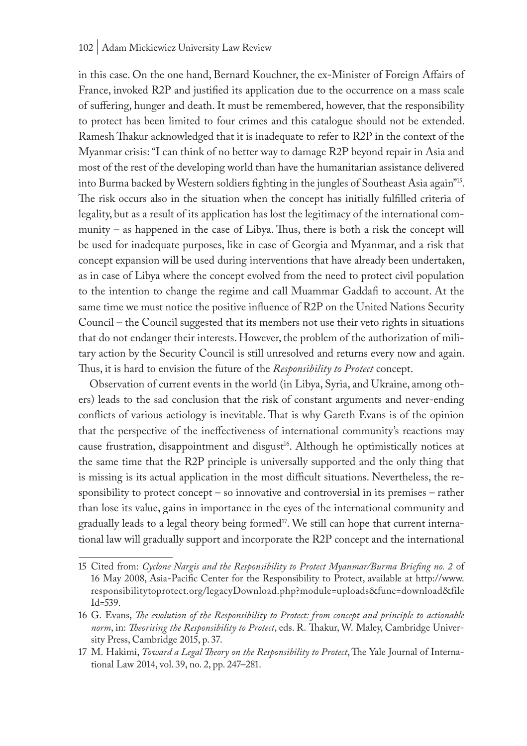in this case. On the one hand, Bernard Kouchner, the ex-Minister of Foreign Affairs of France, invoked R2P and justified its application due to the occurrence on a mass scale of suffering, hunger and death. It must be remembered, however, that the responsibility to protect has been limited to four crimes and this catalogue should not be extended. Ramesh Thakur acknowledged that it is inadequate to refer to R2P in the context of the Myanmar crisis: "I can think of no better way to damage R2P beyond repair in Asia and most of the rest of the developing world than have the humanitarian assistance delivered into Burma backed by Western soldiers fighting in the jungles of Southeast Asia again"[15]. The risk occurs also in the situation when the concept has initially fulfilled criteria of legality, but as a result of its application has lost the legitimacy of the international community – as happened in the case of Libya. Thus, there is both a risk the concept will be used for inadequate purposes, like in case of Georgia and Myanmar, and a risk that concept expansion will be used during interventions that have already been undertaken, as in case of Libya where the concept evolved from the need to protect civil population to the intention to change the regime and call Muammar Gaddafi to account. At the same time we must notice the positive influence of R2P on the United Nations Security Council – the Council suggested that its members not use their veto rights in situations that do not endanger their interests. However, the problem of the authorization of military action by the Security Council is still unresolved and returns every now and again. Thus, it is hard to envision the future of the *Responsibility to Protect* concept.

Observation of current events in the world (in Libya, Syria, and Ukraine, among others) leads to the sad conclusion that the risk of constant arguments and never-ending conflicts of various aetiology is inevitable. That is why Gareth Evans is of the opinion that the perspective of the ineffectiveness of international community's reactions may cause frustration, disappointment and disgust[16]. Although he optimistically notices at the same time that the R2P principle is universally supported and the only thing that is missing is its actual application in the most difficult situations. Nevertheless, the responsibility to protect concept – so innovative and controversial in its premises – rather than lose its value, gains in importance in the eyes of the international community and gradually leads to a legal theory being formed[17]. We still can hope that current international law will gradually support and incorporate the R2P concept and the international

---

15 Cited from: *Cyclone Nargis and the Responsibility to Protect Myanmar/Burma Briefing no. 2* of 16 May 2008, Asia-Pacific Center for the Responsibility to Protect, available at http://www.responsibilitytoprotect.org/legacyDownload.php?module=uploads&func=download&fileId=539.

16 G. Evans, *The evolution of the Responsibility to Protect: from concept and principle to actionable norm*, in: *Theorising the Responsibility to Protect*, eds. R. Thakur, W. Maley, Cambridge University Press, Cambridge 2015, p. 37.

17 M. Hakimi, *Toward a Legal Theory on the Responsibility to Protect*, The Yale Journal of International Law 2014, vol. 39, no. 2, pp. 247–281.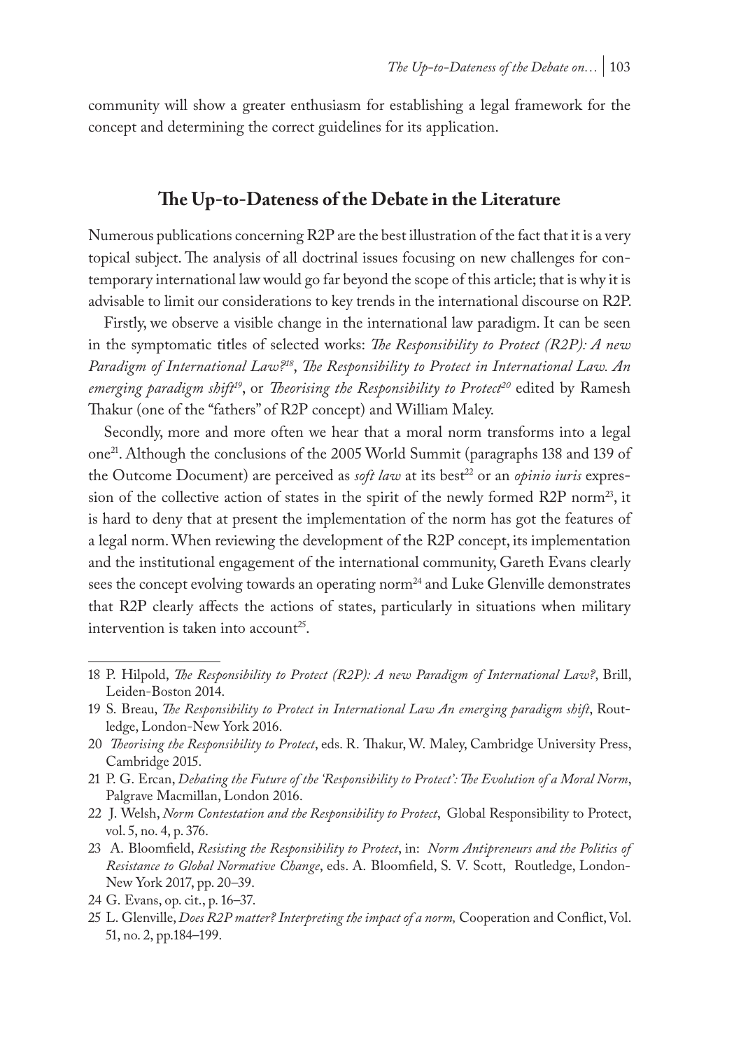community will show a greater enthusiasm for establishing a legal framework for the concept and determining the correct guidelines for its application.

## The Up-to-Dateness of the Debate in the Literature

Numerous publications concerning R2P are the best illustration of the fact that it is a very topical subject. The analysis of all doctrinal issues focusing on new challenges for contemporary international law would go far beyond the scope of this article; that is why it is advisable to limit our considerations to key trends in the international discourse on R2P.

Firstly, we observe a visible change in the international law paradigm. It can be seen in the symptomatic titles of selected works: *The Responsibility to Protect (R2P): A new Paradigm of International Law?*[18], *The Responsibility to Protect in International Law. An emerging paradigm shift*[19], or *Theorising the Responsibility to Protect*[20] edited by Ramesh Thakur (one of the "fathers" of R2P concept) and William Maley.

Secondly, more and more often we hear that a moral norm transforms into a legal one[21]. Although the conclusions of the 2005 World Summit (paragraphs 138 and 139 of the Outcome Document) are perceived as *soft law* at its best[22] or an *opinio iuris* expression of the collective action of states in the spirit of the newly formed R2P norm[23], it is hard to deny that at present the implementation of the norm has got the features of a legal norm. When reviewing the development of the R2P concept, its implementation and the institutional engagement of the international community, Gareth Evans clearly sees the concept evolving towards an operating norm[24] and Luke Glenville demonstrates that R2P clearly affects the actions of states, particularly in situations when military intervention is taken into account[25].

---

18 P. Hilpold, *The Responsibility to Protect (R2P): A new Paradigm of International Law?*, Brill, Leiden-Boston 2014.

19 S. Breau, *The Responsibility to Protect in International Law An emerging paradigm shift*, Routledge, London-New York 2016.

20 *Theorising the Responsibility to Protect*, eds. R. Thakur, W. Maley, Cambridge University Press, Cambridge 2015.

21 P. G. Ercan, *Debating the Future of the 'Responsibility to Protect': The Evolution of a Moral Norm*, Palgrave Macmillan, London 2016.

22 J. Welsh, *Norm Contestation and the Responsibility to Protect*, Global Responsibility to Protect, vol. 5, no. 4, p. 376.

23 A. Bloomfield, *Resisting the Responsibility to Protect*, in: *Norm Antipreneurs and the Politics of Resistance to Global Normative Change*, eds. A. Bloomfield, S. V. Scott, Routledge, London-New York 2017, pp. 20–39.

24 G. Evans, op. cit., p. 16–37.

25 L. Glenville, *Does R2P matter? Interpreting the impact of a norm,* Cooperation and Conflict, Vol. 51, no. 2, pp.184–199.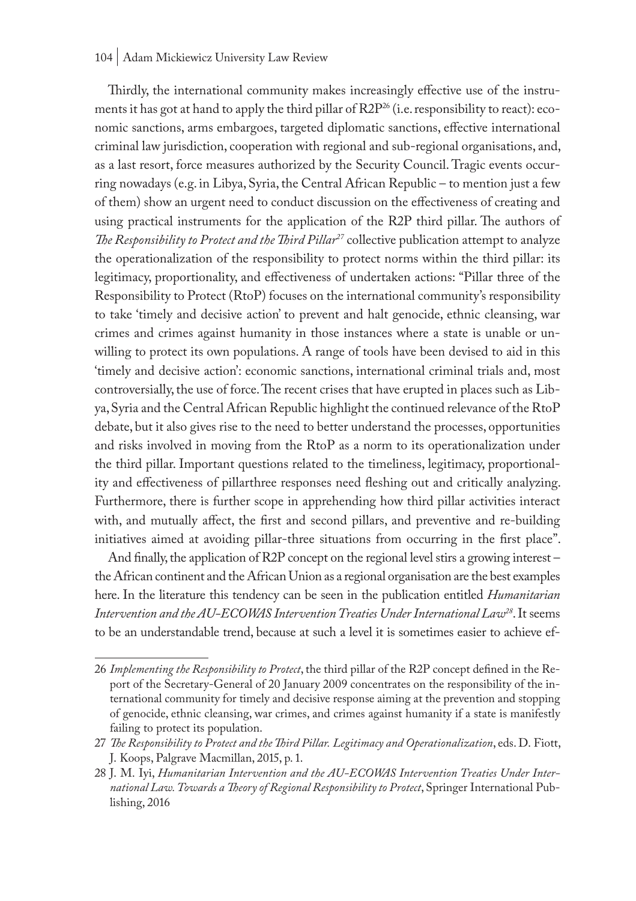Thirdly, the international community makes increasingly effective use of the instruments it has got at hand to apply the third pillar of R2P[26] (i.e. responsibility to react): economic sanctions, arms embargoes, targeted diplomatic sanctions, effective international criminal law jurisdiction, cooperation with regional and sub-regional organisations, and, as a last resort, force measures authorized by the Security Council. Tragic events occurring nowadays (e.g. in Libya, Syria, the Central African Republic – to mention just a few of them) show an urgent need to conduct discussion on the effectiveness of creating and using practical instruments for the application of the R2P third pillar. The authors of *The Responsibility to Protect and the Third Pillar*[27] collective publication attempt to analyze the operationalization of the responsibility to protect norms within the third pillar: its legitimacy, proportionality, and effectiveness of undertaken actions: "Pillar three of the Responsibility to Protect (RtoP) focuses on the international community's responsibility to take 'timely and decisive action' to prevent and halt genocide, ethnic cleansing, war crimes and crimes against humanity in those instances where a state is unable or unwilling to protect its own populations. A range of tools have been devised to aid in this 'timely and decisive action': economic sanctions, international criminal trials and, most controversially, the use of force. The recent crises that have erupted in places such as Libya, Syria and the Central African Republic highlight the continued relevance of the RtoP debate, but it also gives rise to the need to better understand the processes, opportunities and risks involved in moving from the RtoP as a norm to its operationalization under the third pillar. Important questions related to the timeliness, legitimacy, proportionality and effectiveness of pillarthree responses need fleshing out and critically analyzing. Furthermore, there is further scope in apprehending how third pillar activities interact with, and mutually affect, the first and second pillars, and preventive and re-building initiatives aimed at avoiding pillar-three situations from occurring in the first place".

And finally, the application of R2P concept on the regional level stirs a growing interest – the African continent and the African Union as a regional organisation are the best examples here. In the literature this tendency can be seen in the publication entitled *Humanitarian Intervention and the AU-ECOWAS Intervention Treaties Under International Law*[28]. It seems to be an understandable trend, because at such a level it is sometimes easier to achieve ef-

---

26 *Implementing the Responsibility to Protect*, the third pillar of the R2P concept defined in the Report of the Secretary-General of 20 January 2009 concentrates on the responsibility of the international community for timely and decisive response aiming at the prevention and stopping of genocide, ethnic cleansing, war crimes, and crimes against humanity if a state is manifestly failing to protect its population.

27 *The Responsibility to Protect and the Third Pillar. Legitimacy and Operationalization*, eds. D. Fiott, J. Koops, Palgrave Macmillan, 2015, p. 1.

28 J. M. Iyi, *Humanitarian Intervention and the AU-ECOWAS Intervention Treaties Under International Law. Towards a Theory of Regional Responsibility to Protect*, Springer International Publishing, 2016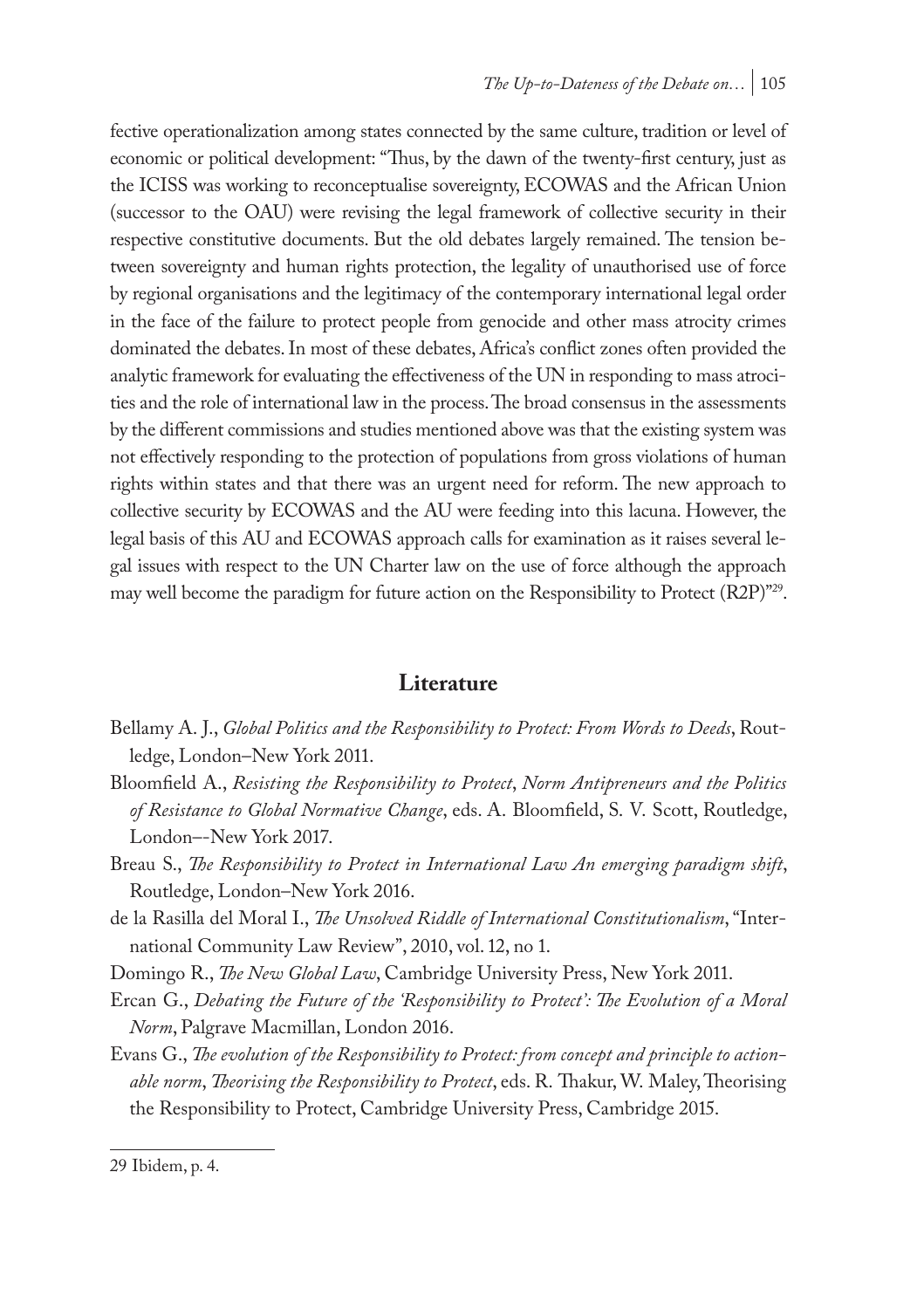fective operationalization among states connected by the same culture, tradition or level of economic or political development: "Thus, by the dawn of the twenty-first century, just as the ICISS was working to reconceptualise sovereignty, ECOWAS and the African Union (successor to the OAU) were revising the legal framework of collective security in their respective constitutive documents. But the old debates largely remained. The tension between sovereignty and human rights protection, the legality of unauthorised use of force by regional organisations and the legitimacy of the contemporary international legal order in the face of the failure to protect people from genocide and other mass atrocity crimes dominated the debates. In most of these debates, Africa's conflict zones often provided the analytic framework for evaluating the effectiveness of the UN in responding to mass atrocities and the role of international law in the process. The broad consensus in the assessments by the different commissions and studies mentioned above was that the existing system was not effectively responding to the protection of populations from gross violations of human rights within states and that there was an urgent need for reform. The new approach to collective security by ECOWAS and the AU were feeding into this lacuna. However, the legal basis of this AU and ECOWAS approach calls for examination as it raises several legal issues with respect to the UN Charter law on the use of force although the approach may well become the paradigm for future action on the Responsibility to Protect (R2P)"[29].

## Literature

Bellamy A. J., *Global Politics and the Responsibility to Protect: From Words to Deeds*, Routledge, London–New York 2011.

Bloomfield A., *Resisting the Responsibility to Protect*, *Norm Antipreneurs and the Politics of Resistance to Global Normative Change*, eds. A. Bloomfield, S. V. Scott, Routledge, London–-New York 2017.

Breau S., *The Responsibility to Protect in International Law An emerging paradigm shift*, Routledge, London–New York 2016.

de la Rasilla del Moral I., *The Unsolved Riddle of International Constitutionalism*, "International Community Law Review", 2010, vol. 12, no 1.

Domingo R., *The New Global Law*, Cambridge University Press, New York 2011.

Ercan G., *Debating the Future of the 'Responsibility to Protect': The Evolution of a Moral Norm*, Palgrave Macmillan, London 2016.

Evans G., *The evolution of the Responsibility to Protect: from concept and principle to actionable norm*, *Theorising the Responsibility to Protect*, eds. R. Thakur, W. Maley, Theorising the Responsibility to Protect, Cambridge University Press, Cambridge 2015.

---

29 Ibidem, p. 4.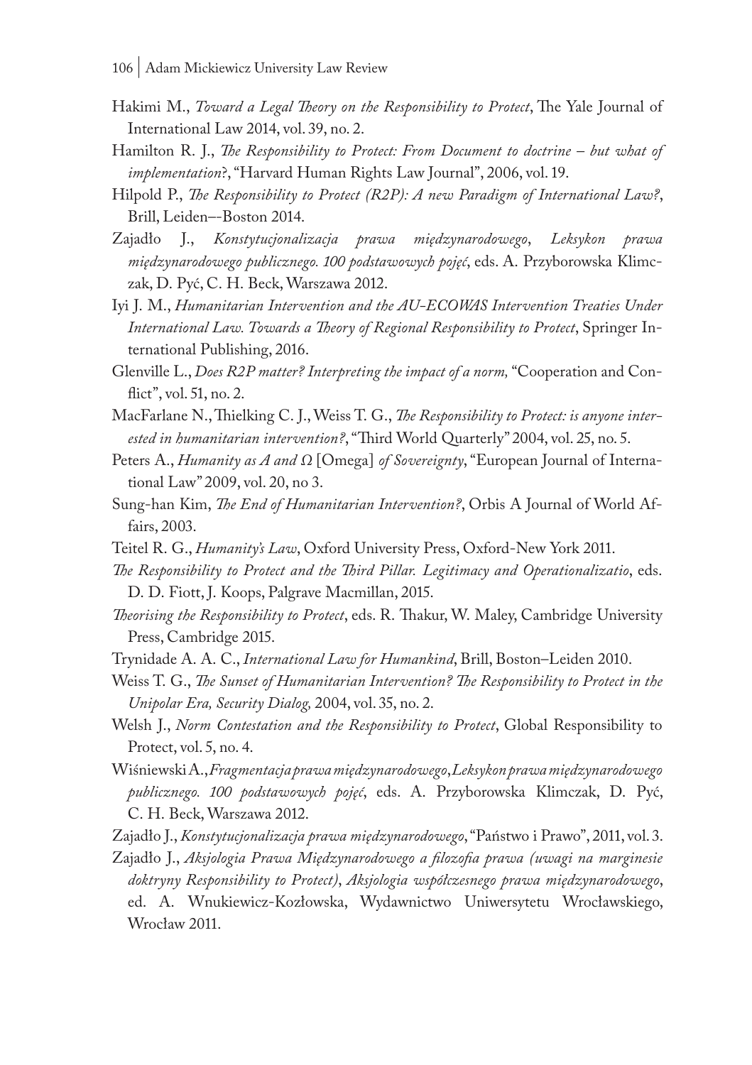Hakimi M., *Toward a Legal Theory on the Responsibility to Protect*, The Yale Journal of International Law 2014, vol. 39, no. 2.

Hamilton R. J., *The Responsibility to Protect: From Document to doctrine – but what of implementation*?, "Harvard Human Rights Law Journal", 2006, vol. 19.

Hilpold P., *The Responsibility to Protect (R2P): A new Paradigm of International Law?*, Brill, Leiden–-Boston 2014.

Zajadło J., *Konstytucjonalizacja prawa międzynarodowego*, *Leksykon prawa międzynarodowego publicznego. 100 podstawowych pojęć*, eds. A. Przyborowska Klimczak, D. Pyć, C. H. Beck, Warszawa 2012.

Iyi J. M., *Humanitarian Intervention and the AU-ECOWAS Intervention Treaties Under International Law. Towards a Theory of Regional Responsibility to Protect*, Springer International Publishing, 2016.

Glenville L., *Does R2P matter? Interpreting the impact of a norm,* "Cooperation and Conflict", vol. 51, no. 2.

MacFarlane N., Thielking C. J., Weiss T. G., *The Responsibility to Protect: is anyone interested in humanitarian intervention?*, "Third World Quarterly" 2004, vol. 25, no. 5.

Peters A., *Humanity as A and Ω* [Omega] *of Sovereignty*, "European Journal of International Law" 2009, vol. 20, no 3.

Sung-han Kim, *The End of Humanitarian Intervention?*, Orbis A Journal of World Affairs, 2003.

Teitel R. G., *Humanity's Law*, Oxford University Press, Oxford-New York 2011.

*The Responsibility to Protect and the Third Pillar. Legitimacy and Operationalizatio*, eds. D. D. Fiott, J. Koops, Palgrave Macmillan, 2015.

*Theorising the Responsibility to Protect*, eds. R. Thakur, W. Maley, Cambridge University Press, Cambridge 2015.

Trynidade A. A. C., *International Law for Humankind*, Brill, Boston–Leiden 2010.

Weiss T. G., *The Sunset of Humanitarian Intervention? The Responsibility to Protect in the Unipolar Era, Security Dialog,* 2004, vol. 35, no. 2.

Welsh J., *Norm Contestation and the Responsibility to Protect*, Global Responsibility to Protect, vol. 5, no. 4.

Wiśniewski A., *Fragmentacja prawa międzynarodowego*, *Leksykon prawa międzynarodowego publicznego. 100 podstawowych pojęć*, eds. A. Przyborowska Klimczak, D. Pyć, C. H. Beck, Warszawa 2012.

Zajadło J., *Konstytucjonalizacja prawa międzynarodowego*, "Państwo i Prawo", 2011, vol. 3.

Zajadło J., *Aksjologia Prawa Międzynarodowego a filozofia prawa (uwagi na marginesie doktryny Responsibility to Protect)*, *Aksjologia współczesnego prawa międzynarodowego*, ed. A. Wnukiewicz-Kozłowska, Wydawnictwo Uniwersytetu Wrocławskiego, Wrocław 2011.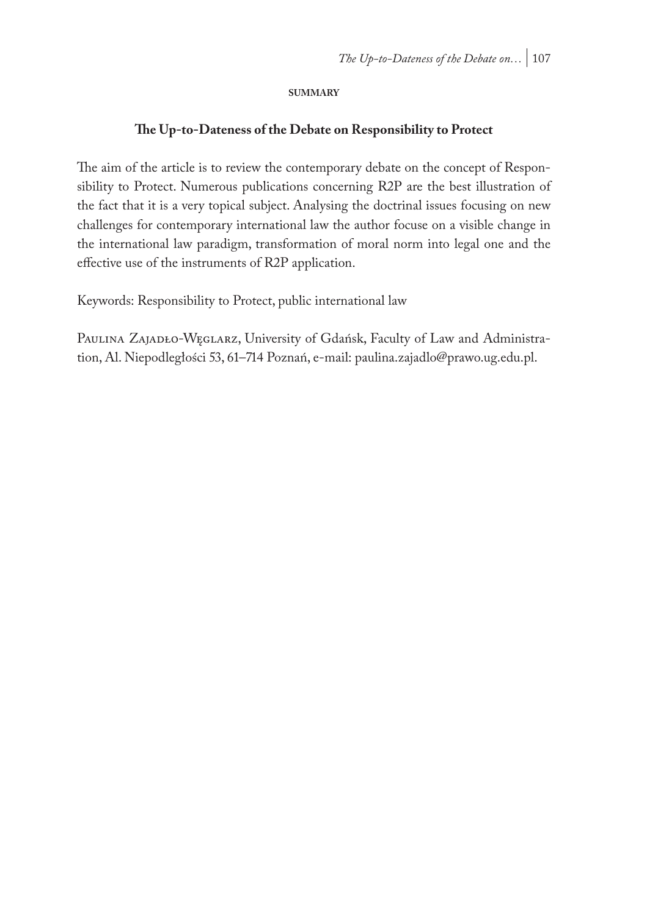**SUMMARY**

## The Up-to-Dateness of the Debate on Responsibility to Protect

The aim of the article is to review the contemporary debate on the concept of Responsibility to Protect. Numerous publications concerning R2P are the best illustration of the fact that it is a very topical subject. Analysing the doctrinal issues focusing on new challenges for contemporary international law the author focuse on a visible change in the international law paradigm, transformation of moral norm into legal one and the effective use of the instruments of R2P application.

Keywords: Responsibility to Protect, public international law

Paulina Zajadło-Węglarz, University of Gdańsk, Faculty of Law and Administration, Al. Niepodległości 53, 61–714 Poznań, e-mail: paulina.zajadlo@prawo.ug.edu.pl.